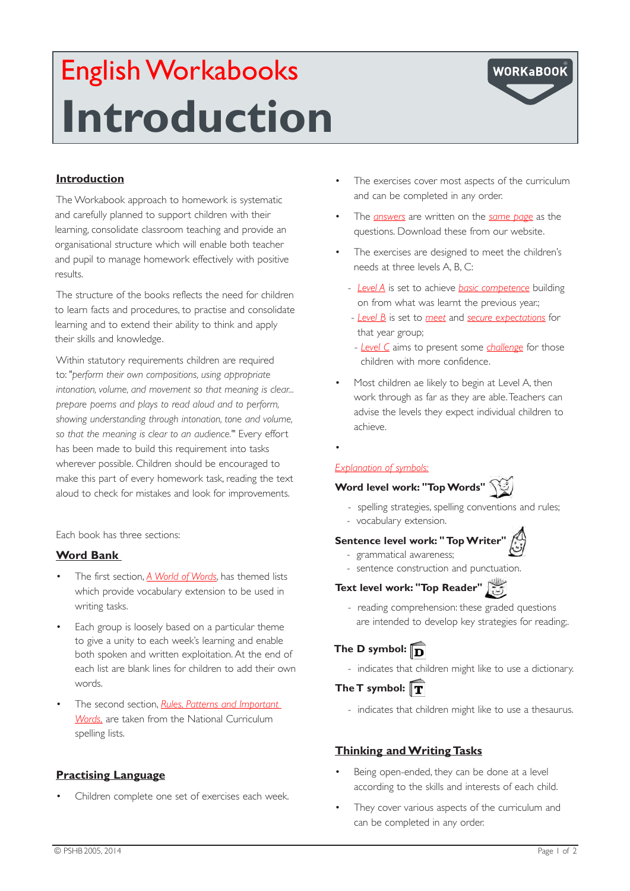# English Workbooks

# Introduction

WORKaBOOK

## Introduction

The Workbook approach to homework is systematic and carefully planned to support children with their learning, consolidate classroom teaching and provide an organisational structure which will enable both teacher and pupil to manage homework effectively with positive results.

The structure of the books reflects the need for children to learn facts and procedures, to practise and consolidate learning and to extend their ability to think and apply their skills and knowledge.

Within statutory requirements children are required to: "*perform their own compositions, using appropriate intonation, volume, and movement so that meaning is clear... prepare poems and plays to read aloud and to perform, showing understanding through intonation, tone and volume, so that the meaning is clear to an audience.*" Every effort has been made to build this requirement into tasks wherever possible. Children should be encouraged to make this part of every homework task, reading the text aloud to check for mistakes and look for improvements.

Each book has three sections:

## Word Bank

- The first section, *A World of Words*, has themed lists which provide vocabulary extension to be used in writing tasks.
- Each group is loosely based on a particular theme to give a unity to each week's learning and enable both spoken and written exploitation. At the end of each list are blank lines for children to add their own words.
- The second section, *Rules, Patterns and Important Words,* are taken from the National Curriculum spelling lists.

## Practising Language

- Children complete one set of exercises each week.
- The exercises cover most aspects of the curriculum and can be completed in any order.
- The *answers* are written on the *same page* as the questions. Download these from our website.
- The exercises are designed to meet the children's needs at three levels A, B, C:
  - *Level A* is set to achieve *basic competence* building on from what was learnt the previous year.;
  - *Level B* is set to *meet* and *secure expectations* for that year group;
  - *Level C* aims to present some *challenge* for those children with more confidence.
- Most children ae likely to begin at Level A, then work through as far as they are able. Teachers can advise the levels they expect individual children to achieve.
- 

*Explanation of symbols:*

**Word level work: "Top Words"**

- spelling strategies, spelling conventions and rules;
- vocabulary extension.

**Sentence level work: " Top Writer"**

- grammatical awareness;
- sentence construction and punctuation.

**Text level work: "Top Reader"**

- reading comprehension: these graded questions are intended to develop key strategies for reading:.

**The D symbol:**

- indicates that children might like to use a dictionary.

**The T symbol:**

- indicates that children might like to use a thesaurus.

## Thinking and Writing Tasks

- Being open-ended, they can be done at a level according to the skills and interests of each child.
- They cover various aspects of the curriculum and can be completed in any order.

© PSHB 2005, 2014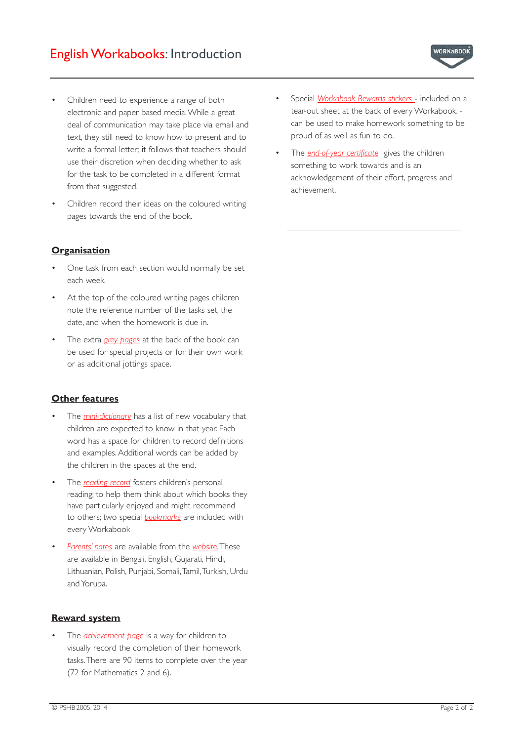- Children need to experience a range of both electronic and paper based media. While a great deal of communication may take place via email and text, they still need to know how to present and to write a formal letter; it follows that teachers should use their discretion when deciding whether to ask for the task to be completed in a different format from that suggested.
- Children record their ideas on the coloured writing pages towards the end of the book.

## Organisation

- One task from each section would normally be set each week.
- At the top of the coloured writing pages children note the reference number of the tasks set, the date, and when the homework is due in.
- The extra *grey pages* at the back of the book can be used for special projects or for their own work or as additional jottings space.

## Other features

- The *mini-dictionary* has a list of new vocabulary that children are expected to know in that year. Each word has a space for children to record definitions and examples. Additional words can be added by the children in the spaces at the end.
- The *reading record* fosters children's personal reading; to help them think about which books they have particularly enjoyed and might recommend to others; two special *bookmarks* are included with every Workabook
- *Parents' notes* are available from the *website*. These are available in Bengali, English, Gujarati, Hindi, Lithuanian, Polish, Punjabi, Somali, Tamil, Turkish, Urdu and Yoruba.

## Reward system

- The *achievement page* is a way for children to visually record the completion of their homework tasks. There are 90 items to complete over the year (72 for Mathematics 2 and 6).
- Special *Workabook Rewards stickers* - included on a tear-out sheet at the back of every Workabook. - can be used to make homework something to be proud of as well as fun to do.
- The *end-of-year certificate* gives the children something to work towards and is an acknowledgement of their effort, progress and achievement.

© PSHB 2005, 2014